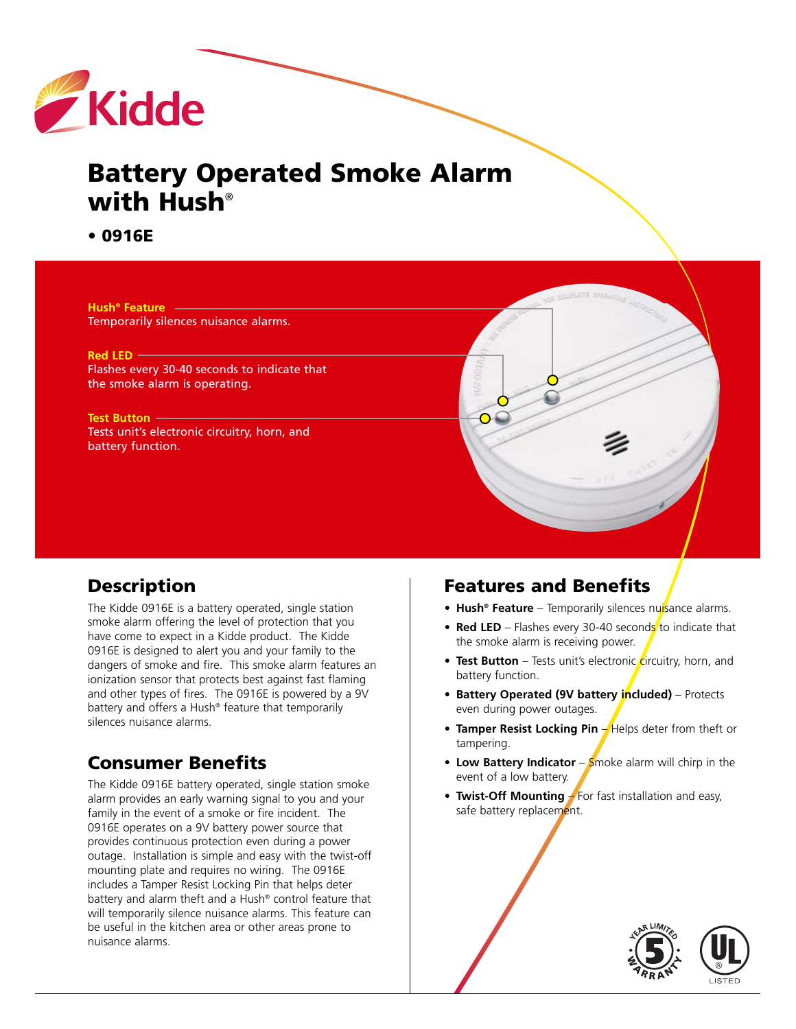Kidde

# Battery Operated Smoke Alarm with Hush®

**• 0916E**

**Hush® Feature**
Temporarily silences nuisance alarms.

**Red LED**
Flashes every 30-40 seconds to indicate that the smoke alarm is operating.

**Test Button**
Tests unit's electronic circuitry, horn, and battery function.

## Description

The Kidde 0916E is a battery operated, single station smoke alarm offering the level of protection that you have come to expect in a Kidde product. The Kidde 0916E is designed to alert you and your family to the dangers of smoke and fire. This smoke alarm features an ionization sensor that protects best against fast flaming and other types of fires. The 0916E is powered by a 9V battery and offers a Hush® feature that temporarily silences nuisance alarms.

## Consumer Benefits

The Kidde 0916E battery operated, single station smoke alarm provides an early warning signal to you and your family in the event of a smoke or fire incident. The 0916E operates on a 9V battery power source that provides continuous protection even during a power outage. Installation is simple and easy with the twist-off mounting plate and requires no wiring. The 0916E includes a Tamper Resist Locking Pin that helps deter battery and alarm theft and a Hush® control feature that will temporarily silence nuisance alarms. This feature can be useful in the kitchen area or other areas prone to nuisance alarms.

## Features and Benefits

- **Hush® Feature** – Temporarily silences nuisance alarms.
- **Red LED** – Flashes every 30-40 seconds to indicate that the smoke alarm is receiving power.
- **Test Button** – Tests unit's electronic circuitry, horn, and battery function.
- **Battery Operated (9V battery included)** – Protects even during power outages.
- **Tamper Resist Locking Pin** – Helps deter from theft or tampering.
- **Low Battery Indicator** – Smoke alarm will chirp in the event of a low battery.
- **Twist-Off Mounting** – For fast installation and easy, safe battery replacement.

5 Year Limited Warranty

UL Listed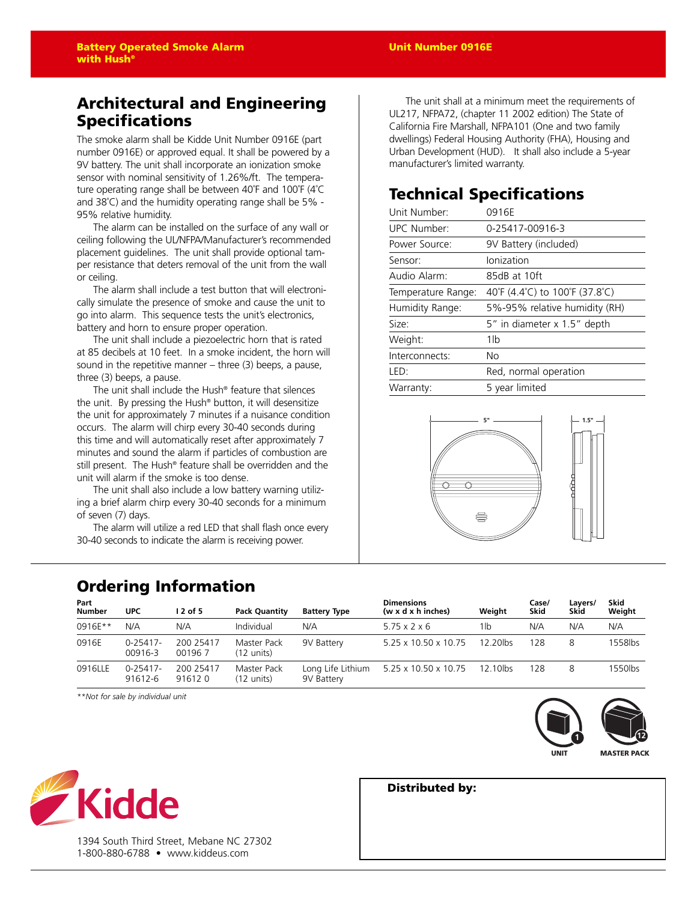**Battery Operated Smoke Alarm with Hush®**

**Unit Number 0916E**

## Architectural and Engineering Specifications

The smoke alarm shall be Kidde Unit Number 0916E (part number 0916E) or approved equal. It shall be powered by a 9V battery. The unit shall incorporate an ionization smoke sensor with nominal sensitivity of 1.26%/ft. The temperature operating range shall be between 40˚F and 100˚F (4˚C and 38˚C) and the humidity operating range shall be 5% - 95% relative humidity.

The alarm can be installed on the surface of any wall or ceiling following the UL/NFPA/Manufacturer's recommended placement guidelines. The unit shall provide optional tamper resistance that deters removal of the unit from the wall or ceiling.

The alarm shall include a test button that will electronically simulate the presence of smoke and cause the unit to go into alarm. This sequence tests the unit's electronics, battery and horn to ensure proper operation.

The unit shall include a piezoelectric horn that is rated at 85 decibels at 10 feet. In a smoke incident, the horn will sound in the repetitive manner – three (3) beeps, a pause, three (3) beeps, a pause.

The unit shall include the Hush® feature that silences the unit. By pressing the Hush® button, it will desensitize the unit for approximately 7 minutes if a nuisance condition occurs. The alarm will chirp every 30-40 seconds during this time and will automatically reset after approximately 7 minutes and sound the alarm if particles of combustion are still present. The Hush® feature shall be overridden and the unit will alarm if the smoke is too dense.

The unit shall also include a low battery warning utilizing a brief alarm chirp every 30-40 seconds for a minimum of seven (7) days.

The alarm will utilize a red LED that shall flash once every 30-40 seconds to indicate the alarm is receiving power.

The unit shall at a minimum meet the requirements of UL217, NFPA72, (chapter 11 2002 edition) The State of California Fire Marshall, NFPA101 (One and two family dwellings) Federal Housing Authority (FHA), Housing and Urban Development (HUD). It shall also include a 5-year manufacturer's limited warranty.

## Technical Specifications

| | |
|---|---|
| Unit Number: | 0916E |
| UPC Number: | 0-25417-00916-3 |
| Power Source: | 9V Battery (included) |
| Sensor: | Ionization |
| Audio Alarm: | 85dB at 10ft |
| Temperature Range: | 40˚F (4.4˚C) to 100˚F (37.8˚C) |
| Humidity Range: | 5%-95% relative humidity (RH) |
| Size: | 5" in diameter x 1.5" depth |
| Weight: | 1lb |
| Interconnects: | No |
| LED: | Red, normal operation |
| Warranty: | 5 year limited |

5"

1.5"

## Ordering Information

| Part Number | UPC | I 2 of 5 | Pack Quantity | Battery Type | Dimensions (w x d x h inches) | Weight | Case/ Skid | Layers/ Skid | Skid Weight |
|---|---|---|---|---|---|---|---|---|---|
| 0916E** | N/A | N/A | Individual | N/A | 5.75 x 2 x 6 | 1lb | N/A | N/A | N/A |
| 0916E | 0-25417-00916-3 | 200 25417 00196 7 | Master Pack (12 units) | 9V Battery | 5.25 x 10.50 x 10.75 | 12.20lbs | 128 | 8 | 1558lbs |
| 0916LLE | 0-25417-91612-6 | 200 25417 91612 0 | Master Pack (12 units) | Long Life Lithium 9V Battery | 5.25 x 10.50 x 10.75 | 12.10lbs | 128 | 8 | 1550lbs |

*\*\*Not for sale by individual unit*

UNIT 1

MASTER PACK 12

Kidde

1394 South Third Street, Mebane NC 27302
1-800-880-6788 • www.kiddeus.com

**Distributed by:**